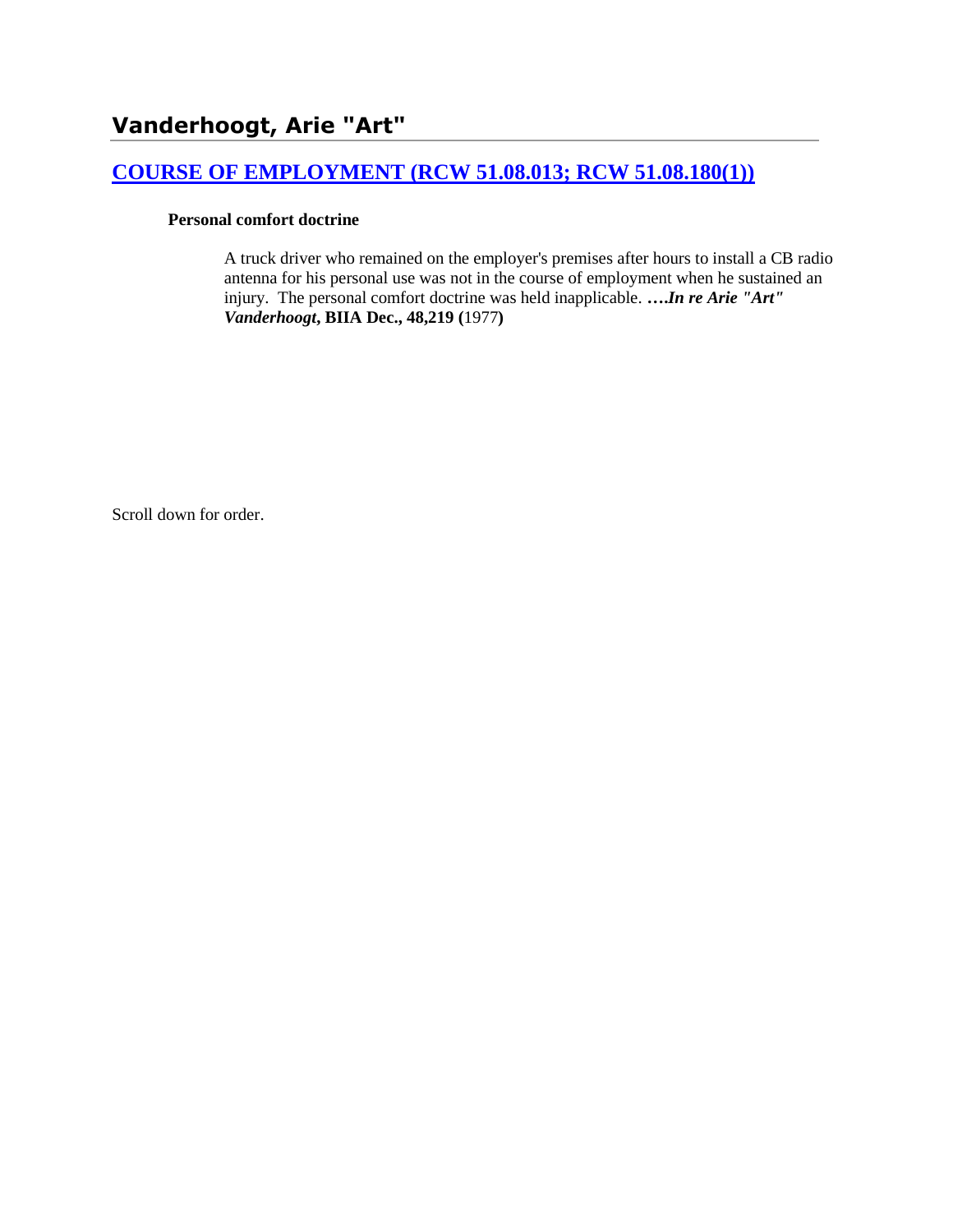# Vanderhoogt, Arie "Art"

## [COURSE OF EMPLOYMENT (RCW 51.08.013; RCW 51.08.180(1))]()

**Personal comfort doctrine**

A truck driver who remained on the employer's premises after hours to install a CB radio antenna for his personal use was not in the course of employment when he sustained an injury. The personal comfort doctrine was held inapplicable. ***….In re Arie "Art" Vanderhoogt*, BIIA Dec., 48,219 (**1977**)**

Scroll down for order.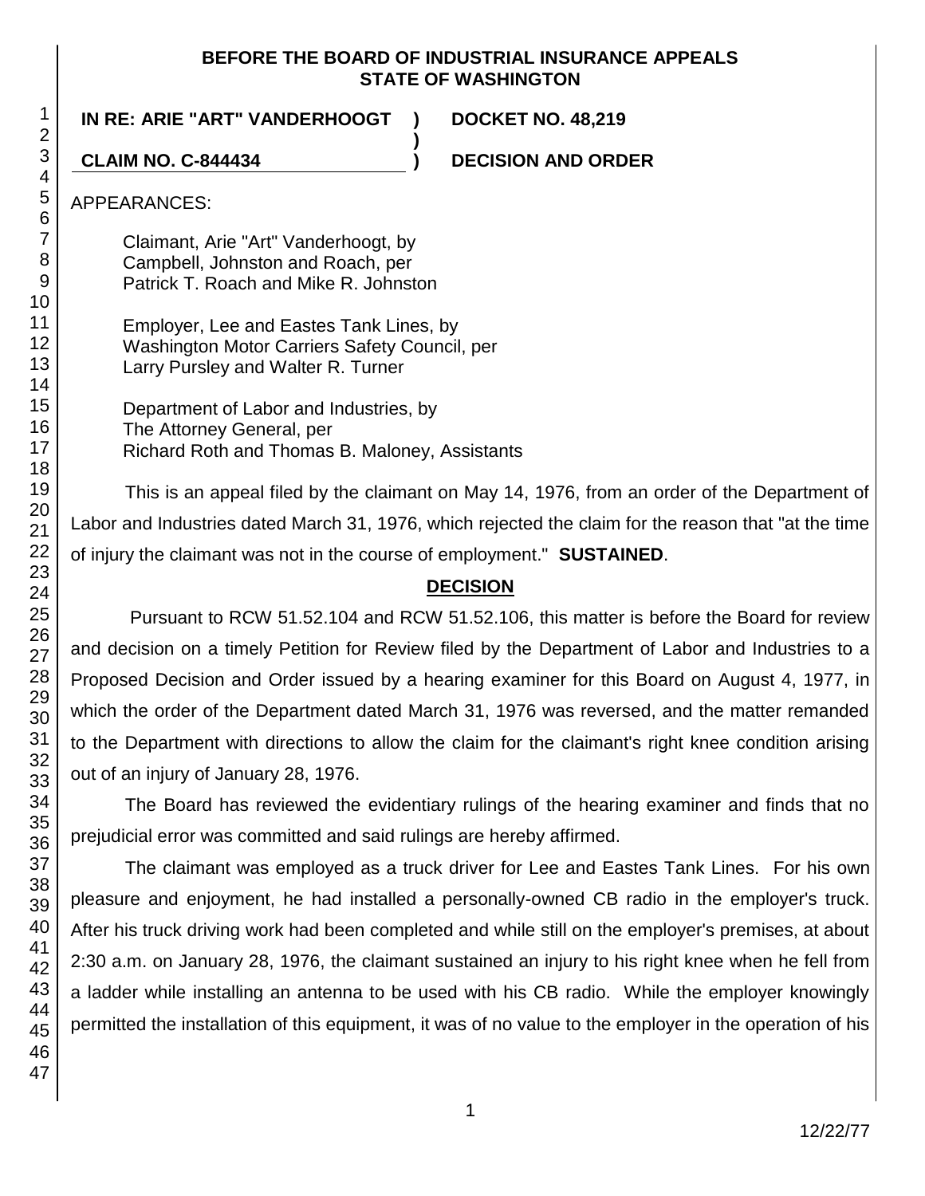**BEFORE THE BOARD OF INDUSTRIAL INSURANCE APPEALS STATE OF WASHINGTON**

**IN RE: ARIE "ART" VANDERHOOGT** ) **DOCKET NO. 48,219**

**CLAIM NO. C-844434** ) **DECISION AND ORDER**

APPEARANCES:

Claimant, Arie "Art" Vanderhoogt, by
Campbell, Johnston and Roach, per
Patrick T. Roach and Mike R. Johnston

Employer, Lee and Eastes Tank Lines, by
Washington Motor Carriers Safety Council, per
Larry Pursley and Walter R. Turner

Department of Labor and Industries, by
The Attorney General, per
Richard Roth and Thomas B. Maloney, Assistants

This is an appeal filed by the claimant on May 14, 1976, from an order of the Department of Labor and Industries dated March 31, 1976, which rejected the claim for the reason that "at the time of injury the claimant was not in the course of employment." **SUSTAINED**.

## DECISION

Pursuant to RCW 51.52.104 and RCW 51.52.106, this matter is before the Board for review and decision on a timely Petition for Review filed by the Department of Labor and Industries to a Proposed Decision and Order issued by a hearing examiner for this Board on August 4, 1977, in which the order of the Department dated March 31, 1976 was reversed, and the matter remanded to the Department with directions to allow the claim for the claimant's right knee condition arising out of an injury of January 28, 1976.

The Board has reviewed the evidentiary rulings of the hearing examiner and finds that no prejudicial error was committed and said rulings are hereby affirmed.

The claimant was employed as a truck driver for Lee and Eastes Tank Lines. For his own pleasure and enjoyment, he had installed a personally-owned CB radio in the employer's truck. After his truck driving work had been completed and while still on the employer's premises, at about 2:30 a.m. on January 28, 1976, the claimant sustained an injury to his right knee when he fell from a ladder while installing an antenna to be used with his CB radio. While the employer knowingly permitted the installation of this equipment, it was of no value to the employer in the operation of his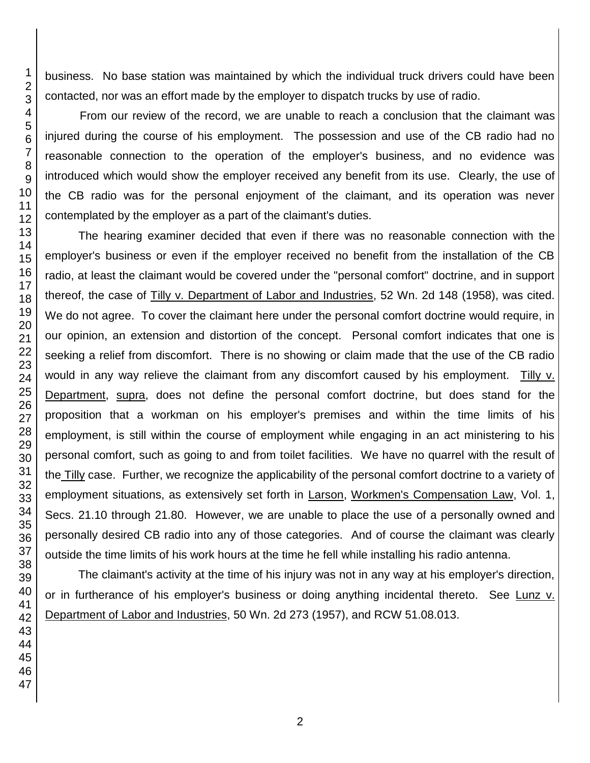business. No base station was maintained by which the individual truck drivers could have been contacted, nor was an effort made by the employer to dispatch trucks by use of radio.

From our review of the record, we are unable to reach a conclusion that the claimant was injured during the course of his employment. The possession and use of the CB radio had no reasonable connection to the operation of the employer's business, and no evidence was introduced which would show the employer received any benefit from its use. Clearly, the use of the CB radio was for the personal enjoyment of the claimant, and its operation was never contemplated by the employer as a part of the claimant's duties.

The hearing examiner decided that even if there was no reasonable connection with the employer's business or even if the employer received no benefit from the installation of the CB radio, at least the claimant would be covered under the "personal comfort" doctrine, and in support thereof, the case of Tilly v. Department of Labor and Industries, 52 Wn. 2d 148 (1958), was cited. We do not agree. To cover the claimant here under the personal comfort doctrine would require, in our opinion, an extension and distortion of the concept. Personal comfort indicates that one is seeking a relief from discomfort. There is no showing or claim made that the use of the CB radio would in any way relieve the claimant from any discomfort caused by his employment. Tilly v. Department, supra, does not define the personal comfort doctrine, but does stand for the proposition that a workman on his employer's premises and within the time limits of his employment, is still within the course of employment while engaging in an act ministering to his personal comfort, such as going to and from toilet facilities. We have no quarrel with the result of the Tilly case. Further, we recognize the applicability of the personal comfort doctrine to a variety of employment situations, as extensively set forth in Larson, Workmen's Compensation Law, Vol. 1, Secs. 21.10 through 21.80. However, we are unable to place the use of a personally owned and personally desired CB radio into any of those categories. And of course the claimant was clearly outside the time limits of his work hours at the time he fell while installing his radio antenna.

The claimant's activity at the time of his injury was not in any way at his employer's direction, or in furtherance of his employer's business or doing anything incidental thereto. See Lunz v. Department of Labor and Industries, 50 Wn. 2d 273 (1957), and RCW 51.08.013.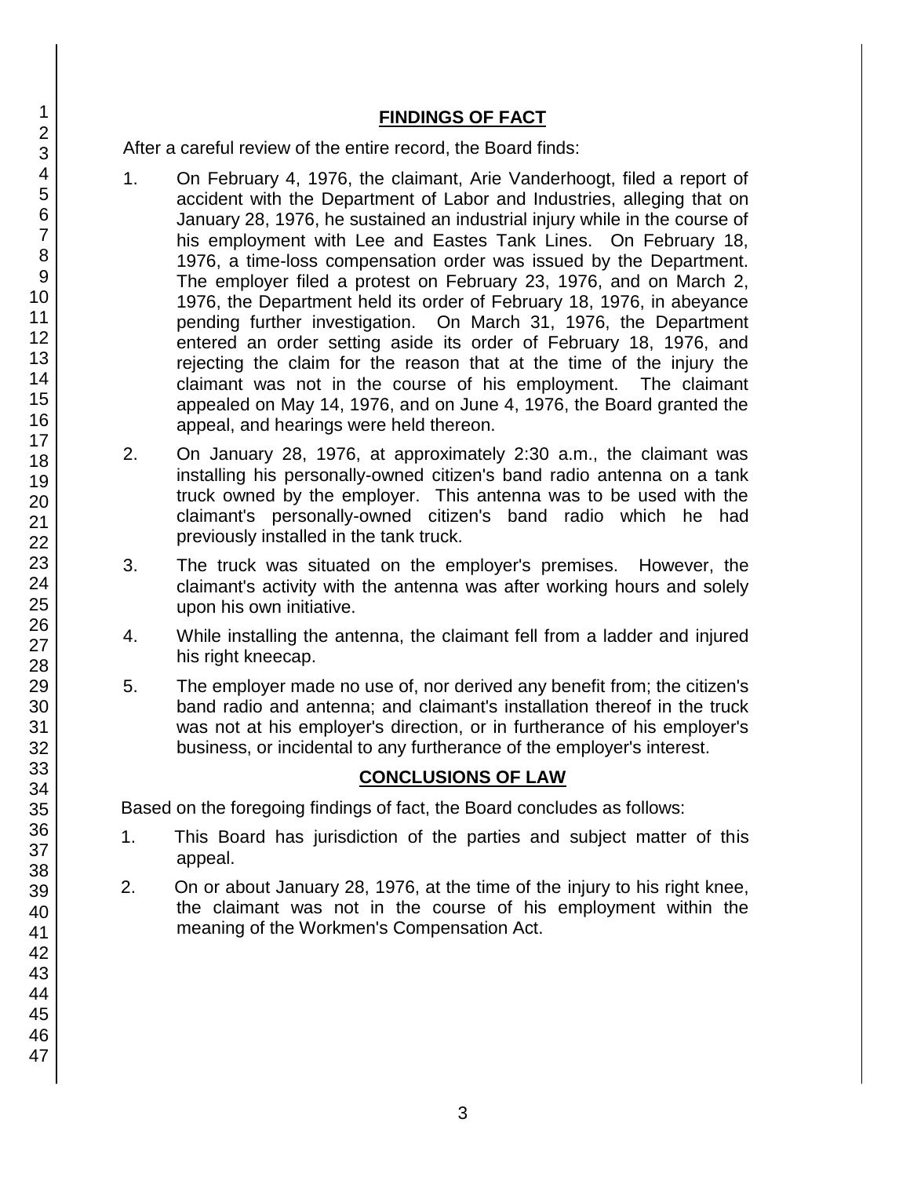## FINDINGS OF FACT

After a careful review of the entire record, the Board finds:

1. On February 4, 1976, the claimant, Arie Vanderhoogt, filed a report of accident with the Department of Labor and Industries, alleging that on January 28, 1976, he sustained an industrial injury while in the course of his employment with Lee and Eastes Tank Lines. On February 18, 1976, a time-loss compensation order was issued by the Department. The employer filed a protest on February 23, 1976, and on March 2, 1976, the Department held its order of February 18, 1976, in abeyance pending further investigation. On March 31, 1976, the Department entered an order setting aside its order of February 18, 1976, and rejecting the claim for the reason that at the time of the injury the claimant was not in the course of his employment. The claimant appealed on May 14, 1976, and on June 4, 1976, the Board granted the appeal, and hearings were held thereon.

2. On January 28, 1976, at approximately 2:30 a.m., the claimant was installing his personally-owned citizen's band radio antenna on a tank truck owned by the employer. This antenna was to be used with the claimant's personally-owned citizen's band radio which he had previously installed in the tank truck.

3. The truck was situated on the employer's premises. However, the claimant's activity with the antenna was after working hours and solely upon his own initiative.

4. While installing the antenna, the claimant fell from a ladder and injured his right kneecap.

5. The employer made no use of, nor derived any benefit from; the citizen's band radio and antenna; and claimant's installation thereof in the truck was not at his employer's direction, or in furtherance of his employer's business, or incidental to any furtherance of the employer's interest.

## CONCLUSIONS OF LAW

Based on the foregoing findings of fact, the Board concludes as follows:

1. This Board has jurisdiction of the parties and subject matter of this appeal.

2. On or about January 28, 1976, at the time of the injury to his right knee, the claimant was not in the course of his employment within the meaning of the Workmen's Compensation Act.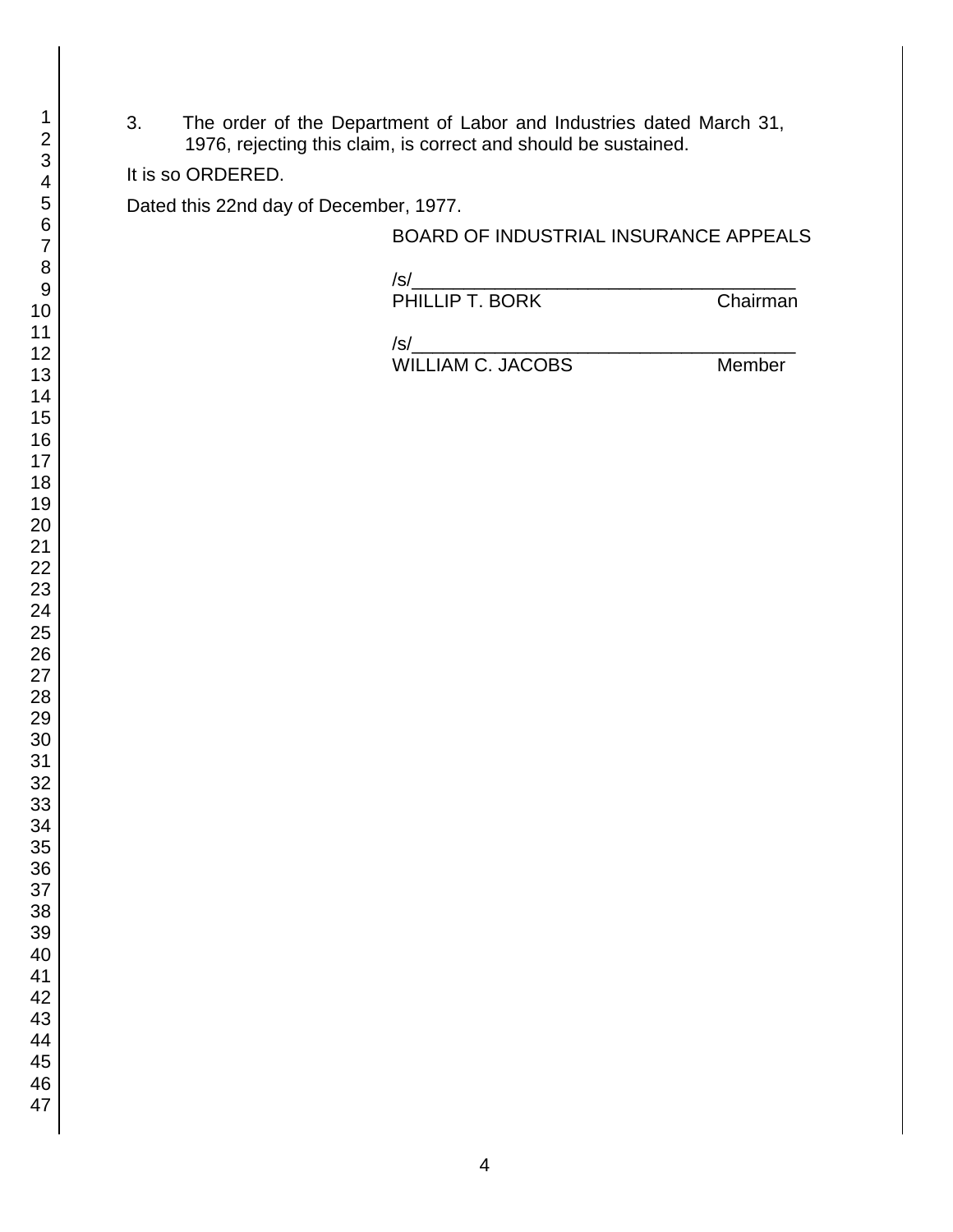3. The order of the Department of Labor and Industries dated March 31, 1976, rejecting this claim, is correct and should be sustained.

It is so ORDERED.

Dated this 22nd day of December, 1977.

BOARD OF INDUSTRIAL INSURANCE APPEALS

/s/______________________________________
PHILLIP T. BORK Chairman

/s/______________________________________
WILLIAM C. JACOBS Member